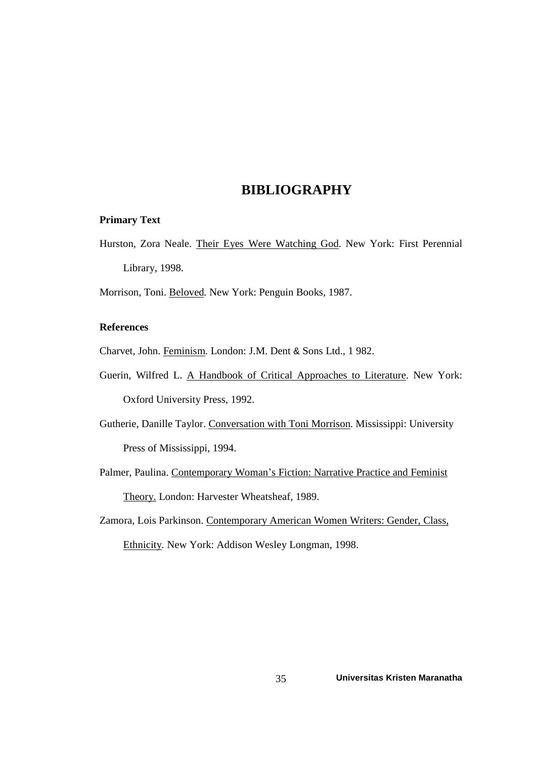# BIBLIOGRAPHY

**Primary Text**

Hurston, Zora Neale. Their Eyes Were Watching God. New York: First Perennial Library, 1998.

Morrison, Toni. Beloved. New York: Penguin Books, 1987.

**References**

Charvet, John. Feminism. London: J.M. Dent & Sons Ltd., 1 982.

Guerin, Wilfred L. A Handbook of Critical Approaches to Literature. New York: Oxford University Press, 1992.

Gutherie, Danille Taylor. Conversation with Toni Morrison. Mississippi: University Press of Mississippi, 1994.

Palmer, Paulina. Contemporary Woman's Fiction: Narrative Practice and Feminist Theory. London: Harvester Wheatsheaf, 1989.

Zamora, Lois Parkinson. Contemporary American Women Writers: Gender, Class, Ethnicity. New York: Addison Wesley Longman, 1998.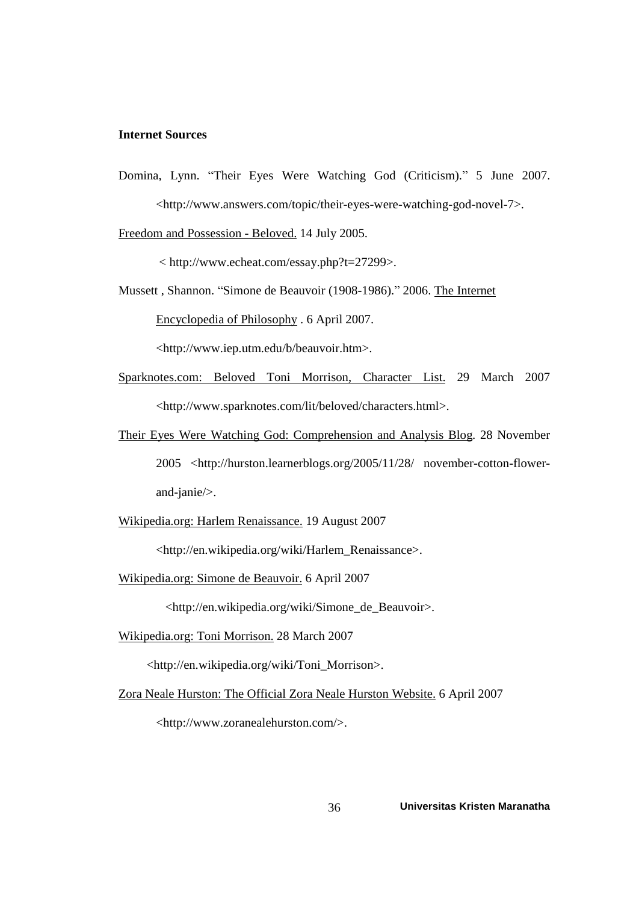**Internet Sources**

Domina, Lynn. "Their Eyes Were Watching God (Criticism)." 5 June 2007. <http://www.answers.com/topic/their-eyes-were-watching-god-novel-7>.

Freedom and Possession - Beloved. 14 July 2005. < http://www.echeat.com/essay.php?t=27299>.

Mussett , Shannon. "Simone de Beauvoir (1908-1986)." 2006. The Internet Encyclopedia of Philosophy . 6 April 2007. <http://www.iep.utm.edu/b/beauvoir.htm>.

Sparknotes.com: Beloved Toni Morrison, Character List. 29 March 2007 <http://www.sparknotes.com/lit/beloved/characters.html>.

Their Eyes Were Watching God: Comprehension and Analysis Blog. 28 November 2005 <http://hurston.learnerblogs.org/2005/11/28/ november-cotton-flower-and-janie/>.

Wikipedia.org: Harlem Renaissance. 19 August 2007 <http://en.wikipedia.org/wiki/Harlem_Renaissance>.

Wikipedia.org: Simone de Beauvoir. 6 April 2007 <http://en.wikipedia.org/wiki/Simone_de_Beauvoir>.

Wikipedia.org: Toni Morrison. 28 March 2007 <http://en.wikipedia.org/wiki/Toni_Morrison>.

Zora Neale Hurston: The Official Zora Neale Hurston Website. 6 April 2007 <http://www.zoranealehurston.com/>.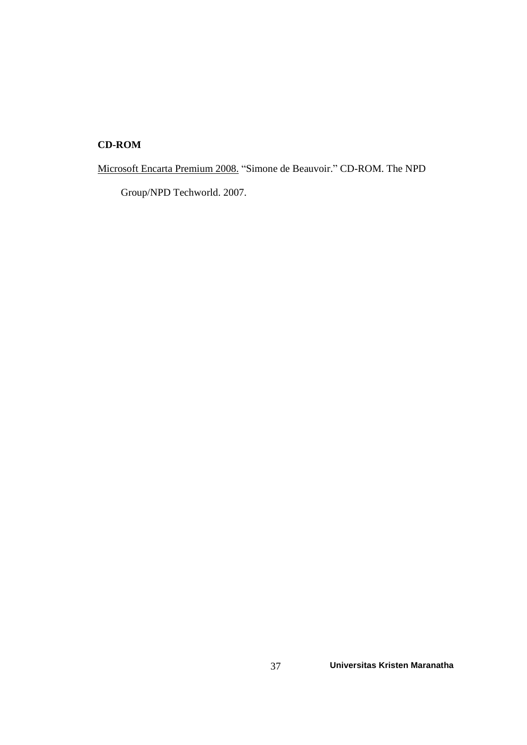**CD-ROM**

Microsoft Encarta Premium 2008. "Simone de Beauvoir." CD-ROM. The NPD Group/NPD Techworld. 2007.